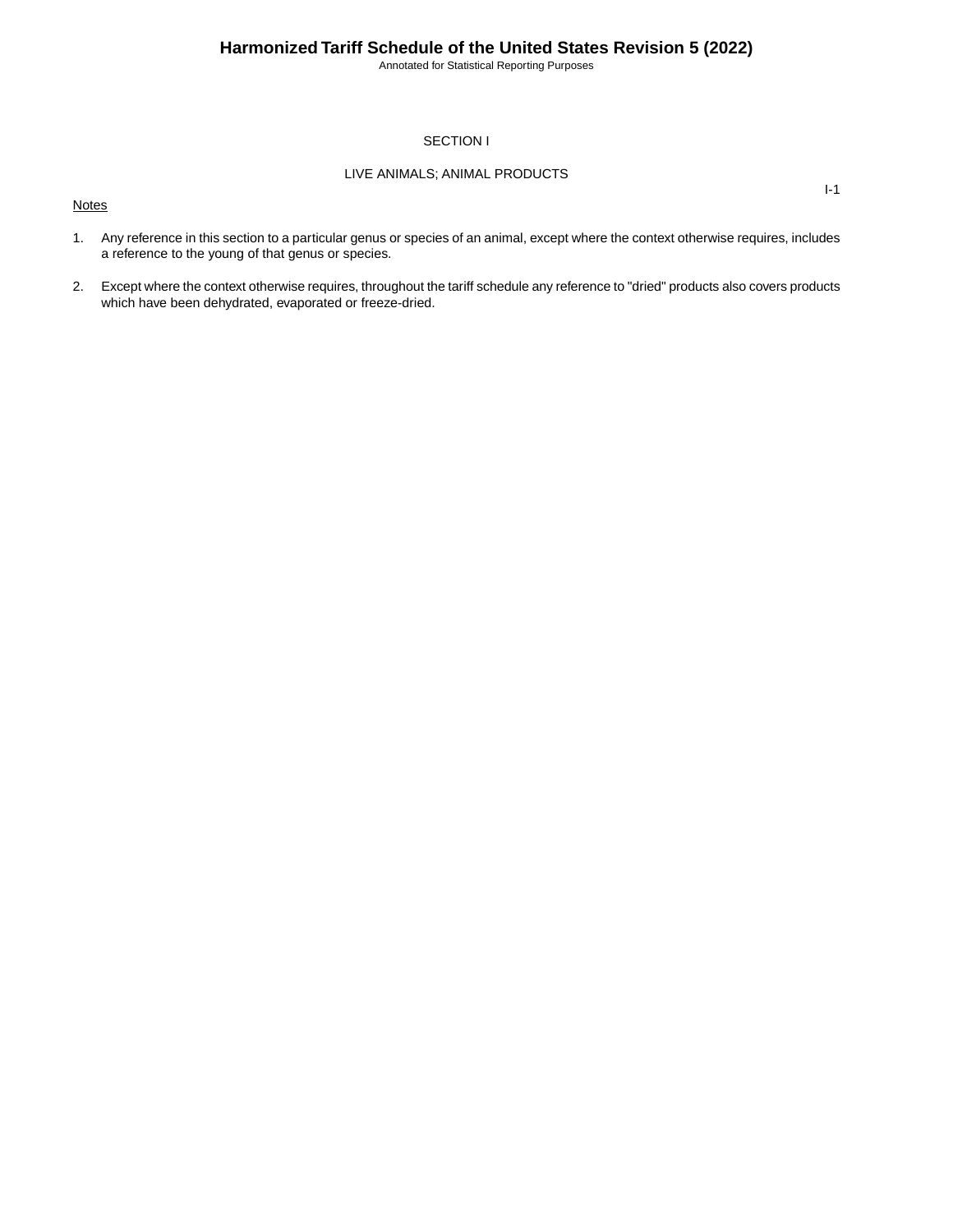# SECTION I

## LIVE ANIMALS; ANIMAL PRODUCTS

Notes

1. Any reference in this section to a particular genus or species of an animal, except where the context otherwise requires, includes a reference to the young of that genus or species.

2. Except where the context otherwise requires, throughout the tariff schedule any reference to "dried" products also covers products which have been dehydrated, evaporated or freeze-dried.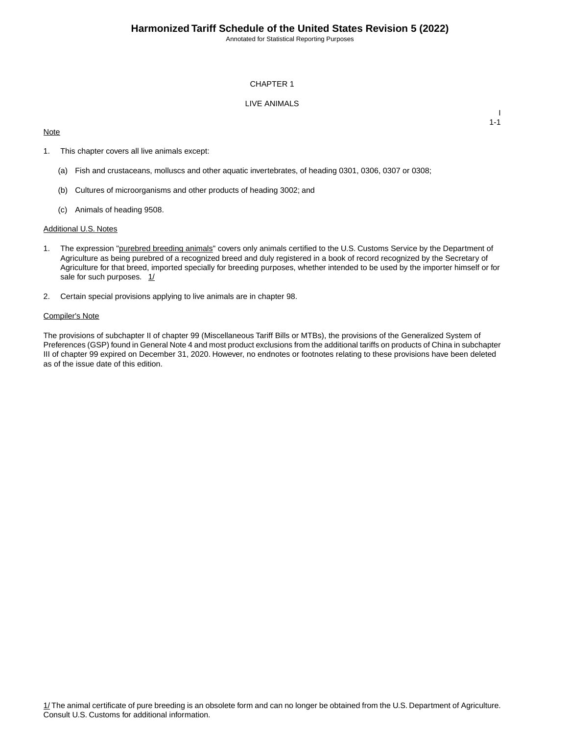# CHAPTER 1

## LIVE ANIMALS

I
1-1

Note

1. This chapter covers all live animals except:

   (a) Fish and crustaceans, molluscs and other aquatic invertebrates, of heading 0301, 0306, 0307 or 0308;

   (b) Cultures of microorganisms and other products of heading 3002; and

   (c) Animals of heading 9508.

Additional U.S. Notes

1. The expression "purebred breeding animals" covers only animals certified to the U.S. Customs Service by the Department of Agriculture as being purebred of a recognized breed and duly registered in a book of record recognized by the Secretary of Agriculture for that breed, imported specially for breeding purposes, whether intended to be used by the importer himself or for sale for such purposes. 1/

2. Certain special provisions applying to live animals are in chapter 98.

Compiler's Note

The provisions of subchapter II of chapter 99 (Miscellaneous Tariff Bills or MTBs), the provisions of the Generalized System of Preferences (GSP) found in General Note 4 and most product exclusions from the additional tariffs on products of China in subchapter III of chapter 99 expired on December 31, 2020. However, no endnotes or footnotes relating to these provisions have been deleted as of the issue date of this edition.

1/ The animal certificate of pure breeding is an obsolete form and can no longer be obtained from the U.S. Department of Agriculture. Consult U.S. Customs for additional information.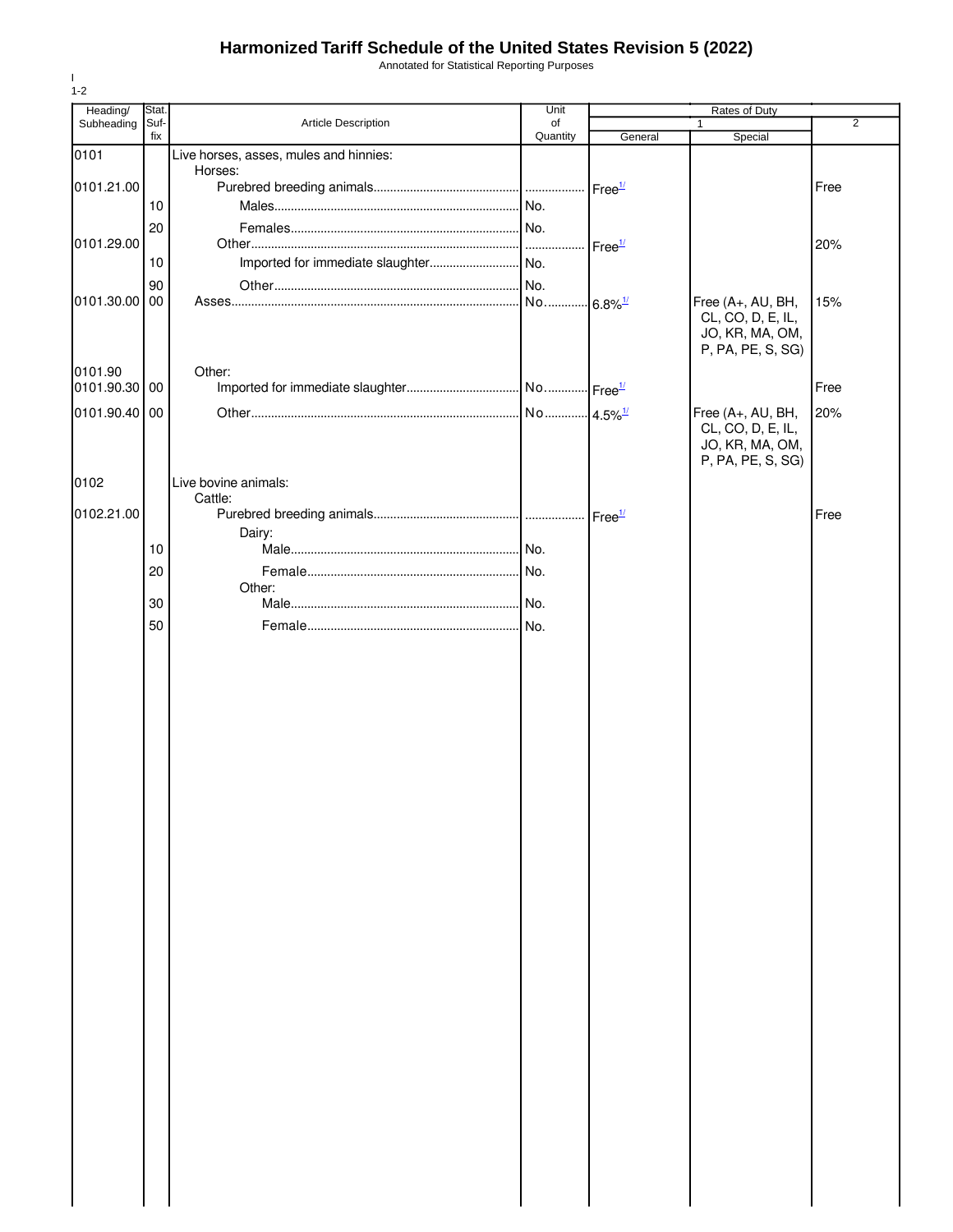# Harmonized Tariff Schedule of the United States Revision 5 (2022)

Annotated for Statistical Reporting Purposes

I
1-2

| Heading/ Subheading | Stat. Suf-fix | Article Description | Unit of Quantity | Rates of Duty 1 General | Rates of Duty 1 Special | Rates of Duty 2 |
|---|---|---|---|---|---|---|
| 0101 | | Live horses, asses, mules and hinnies: | | | | |
| | | Horses: | | | | |
| 0101.21.00 | | Purebred breeding animals | | Free[1/] | | Free |
| | 10 | Males | No. | | | |
| | 20 | Females | No. | | | |
| 0101.29.00 | | Other | | Free[1/] | | 20% |
| | 10 | Imported for immediate slaughter | No. | | | |
| | 90 | Other | No. | | | |
| 0101.30.00 | 00 | Asses | No. | 6.8%[1/] | Free (A+, AU, BH, CL, CO, D, E, IL, JO, KR, MA, OM, P, PA, PE, S, SG) | 15% |
| 0101.90 | | Other: | | | | |
| 0101.90.30 | 00 | Imported for immediate slaughter | No. | Free[1/] | | Free |
| 0101.90.40 | 00 | Other | No. | 4.5%[1/] | Free (A+, AU, BH, CL, CO, D, E, IL, JO, KR, MA, OM, P, PA, PE, S, SG) | 20% |
| 0102 | | Live bovine animals: | | | | |
| | | Cattle: | | | | |
| 0102.21.00 | | Purebred breeding animals | | Free[1/] | | Free |
| | | Dairy: | | | | |
| | 10 | Male | No. | | | |
| | 20 | Female | No. | | | |
| | | Other: | | | | |
| | 30 | Male | No. | | | |
| | 50 | Female | No. | | | |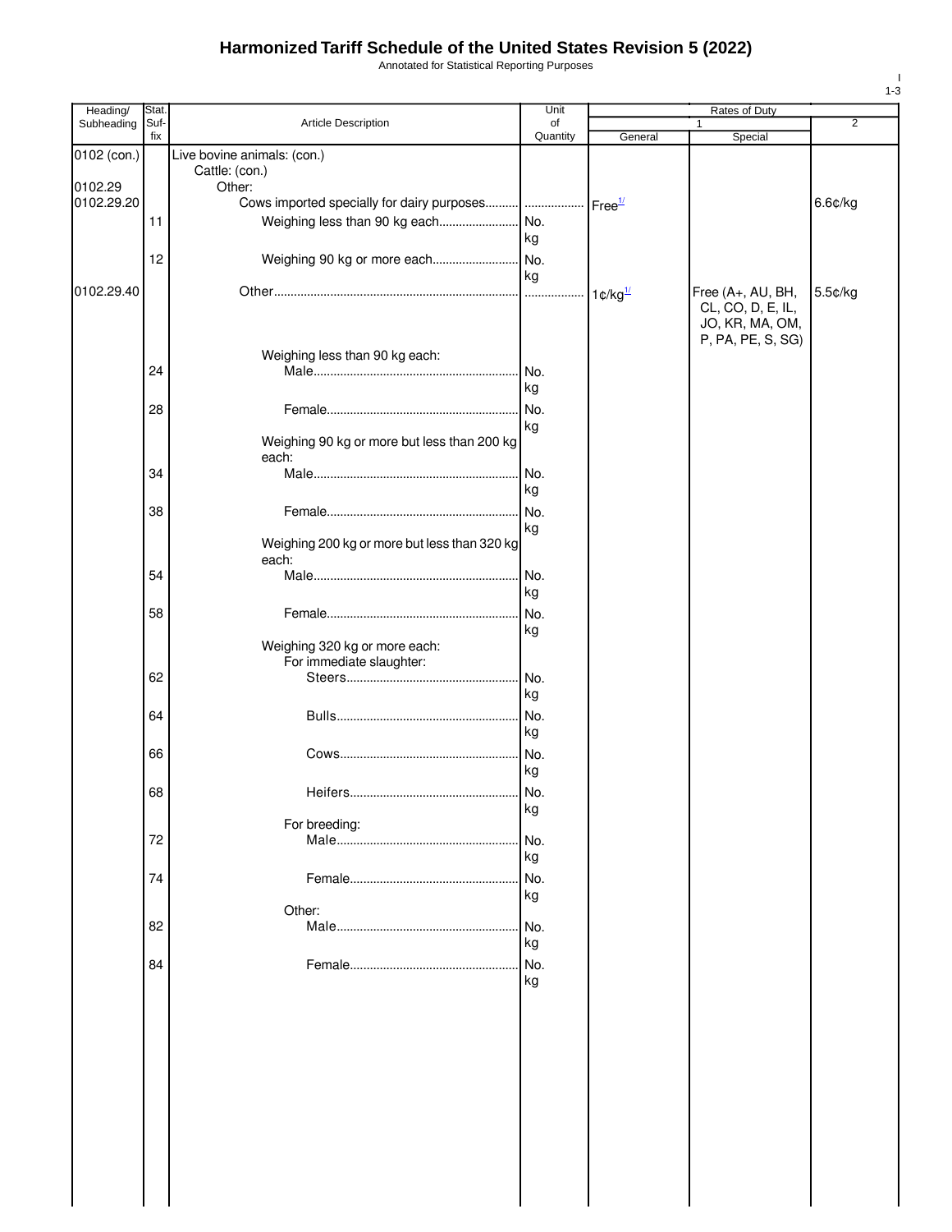# Harmonized Tariff Schedule of the United States Revision 5 (2022)

Annotated for Statistical Reporting Purposes

| Heading/ Subheading | Stat. Suf- fix | Article Description | Unit of Quantity | Rates of Duty 1 General | Rates of Duty 1 Special | Rates of Duty 2 |
|---|---|---|---|---|---|---|
| 0102 (con.) | | Live bovine animals: (con.) | | | | |
| | | Cattle: (con.) | | | | |
| 0102.29 | | Other: | | | | |
| 0102.29.20 | | Cows imported specially for dairy purposes | | Free[1/] | | 6.6¢/kg |
| | 11 | Weighing less than 90 kg each | No. kg | | | |
| | 12 | Weighing 90 kg or more each | No. kg | | | |
| 0102.29.40 | | Other | | 1¢/kg[1/] | Free (A+, AU, BH, CL, CO, D, E, IL, JO, KR, MA, OM, P, PA, PE, S, SG) | 5.5¢/kg |
| | | Weighing less than 90 kg each: | | | | |
| | 24 | Male | No. kg | | | |
| | 28 | Female | No. kg | | | |
| | | Weighing 90 kg or more but less than 200 kg each: | | | | |
| | 34 | Male | No. kg | | | |
| | 38 | Female | No. kg | | | |
| | | Weighing 200 kg or more but less than 320 kg each: | | | | |
| | 54 | Male | No. kg | | | |
| | 58 | Female | No. kg | | | |
| | | Weighing 320 kg or more each: | | | | |
| | | For immediate slaughter: | | | | |
| | 62 | Steers | No. kg | | | |
| | 64 | Bulls | No. kg | | | |
| | 66 | Cows | No. kg | | | |
| | 68 | Heifers | No. kg | | | |
| | | For breeding: | | | | |
| | 72 | Male | No. kg | | | |
| | 74 | Female | No. kg | | | |
| | | Other: | | | | |
| | 82 | Male | No. kg | | | |
| | 84 | Female | No. kg | | | |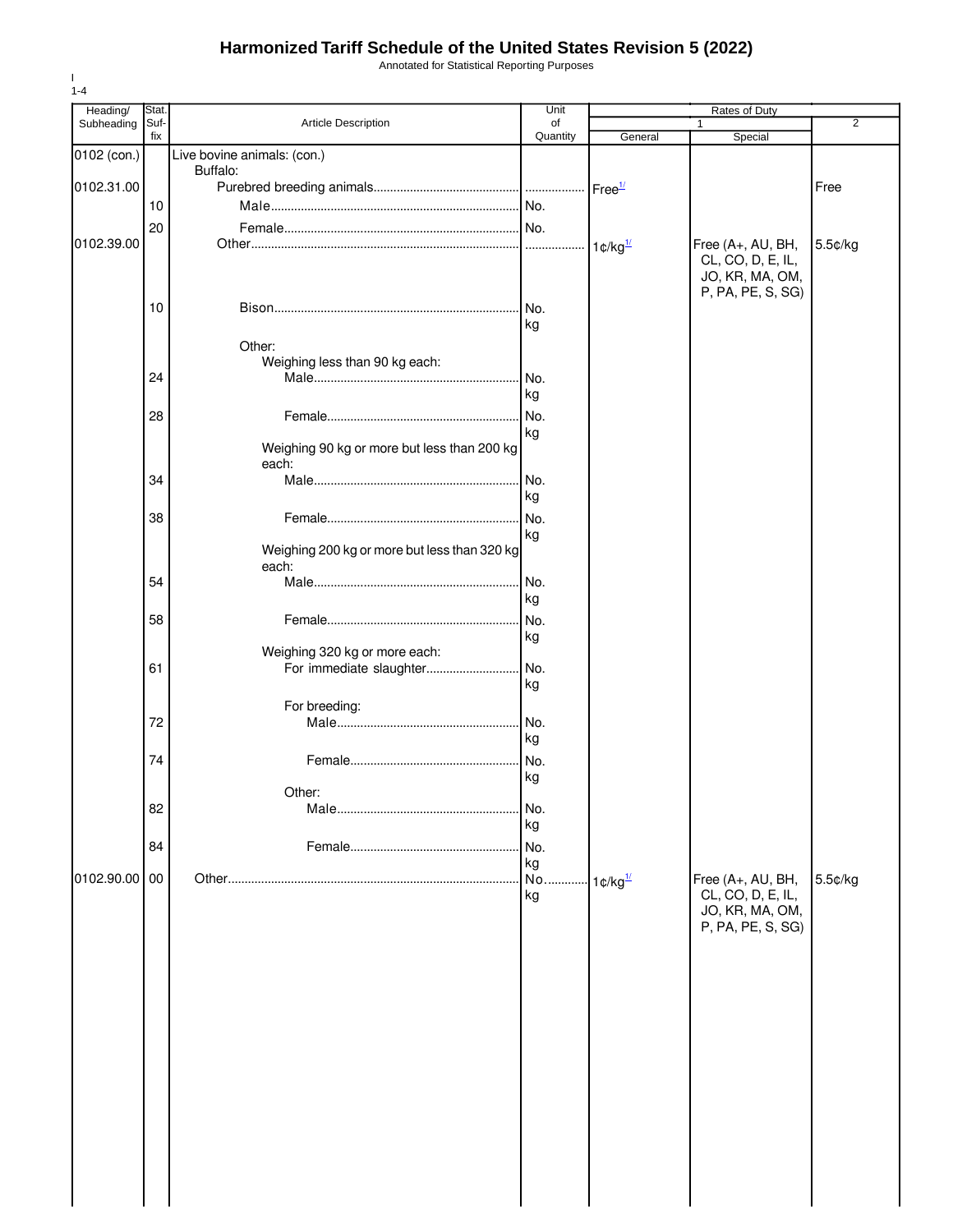# Harmonized Tariff Schedule of the United States Revision 5 (2022)

Annotated for Statistical Reporting Purposes

| Heading/ Subheading | Stat. Suf- fix | Article Description | Unit of Quantity | Rates of Duty 1 General | Special | 2 |
|---|---|---|---|---|---|---|
| 0102 (con.) | | Live bovine animals: (con.) | | | | |
| | | Buffalo: | | | | |
| 0102.31.00 | | Purebred breeding animals | | Free[1/] | | Free |
| | 10 | Male | No. | | | |
| | 20 | Female | No. | | | |
| 0102.39.00 | | Other | | 1¢/kg[1/] | Free (A+, AU, BH, CL, CO, D, E, IL, JO, KR, MA, OM, P, PA, PE, S, SG) | 5.5¢/kg |
| | 10 | Bison | No. kg | | | |
| | | Other: | | | | |
| | | Weighing less than 90 kg each: | | | | |
| | 24 | Male | No. kg | | | |
| | 28 | Female | No. kg | | | |
| | | Weighing 90 kg or more but less than 200 kg each: | | | | |
| | 34 | Male | No. kg | | | |
| | 38 | Female | No. kg | | | |
| | | Weighing 200 kg or more but less than 320 kg each: | | | | |
| | 54 | Male | No. kg | | | |
| | 58 | Female | No. kg | | | |
| | | Weighing 320 kg or more each: | | | | |
| | 61 | For immediate slaughter | No. kg | | | |
| | | For breeding: | | | | |
| | 72 | Male | No. kg | | | |
| | 74 | Female | No. kg | | | |
| | | Other: | | | | |
| | 82 | Male | No. kg | | | |
| | 84 | Female | No. kg | | | |
| 0102.90.00 | 00 | Other | No. kg | 1¢/kg[1/] | Free (A+, AU, BH, CL, CO, D, E, IL, JO, KR, MA, OM, P, PA, PE, S, SG) | 5.5¢/kg |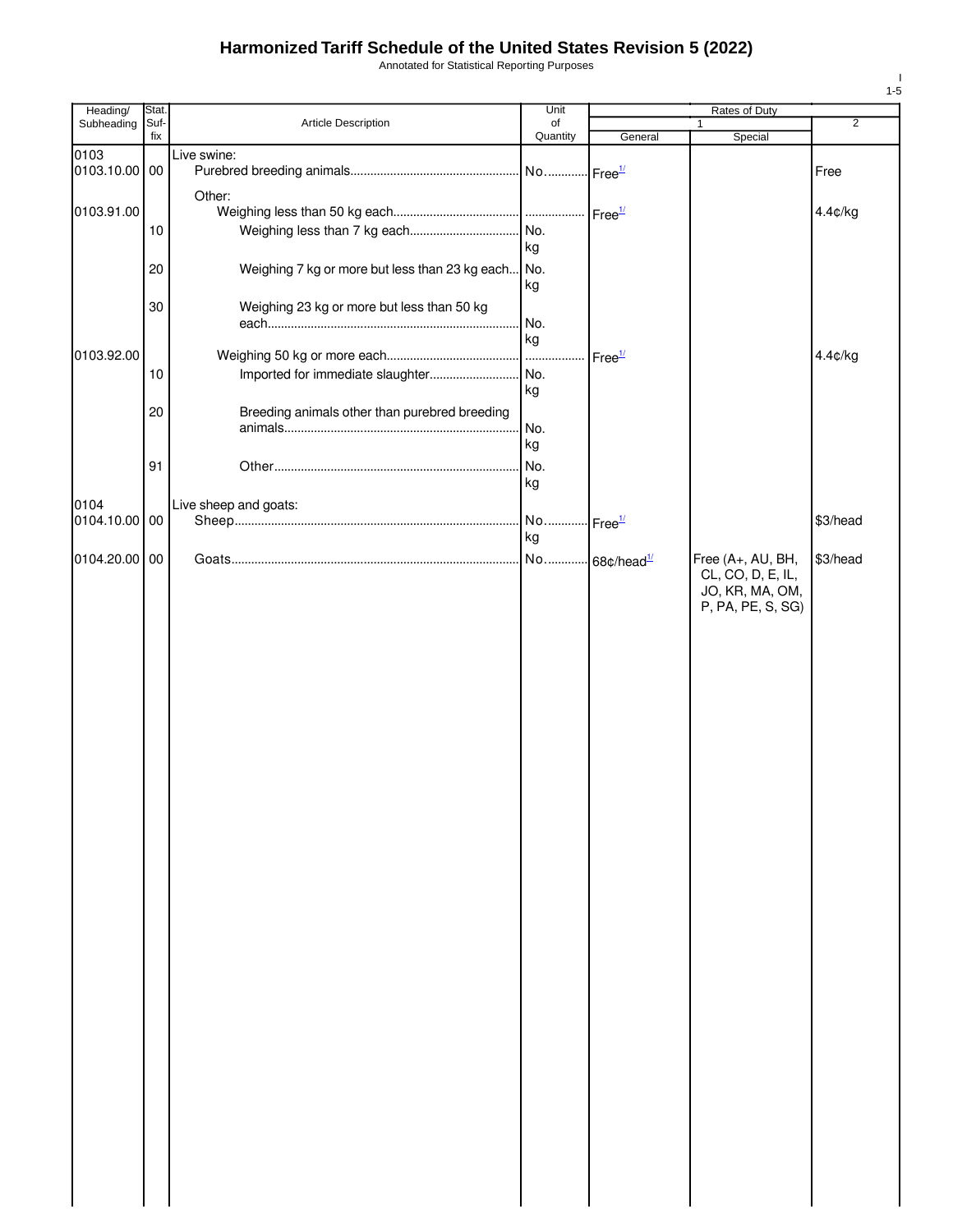# Harmonized Tariff Schedule of the United States Revision 5 (2022)

Annotated for Statistical Reporting Purposes

| Heading/ Subheading | Stat. Suf- fix | Article Description | Unit of Quantity | Rates of Duty | | |
|---|---|---|---|---|---|---|
| | | | | 1 | | 2 |
| | | | | General | Special | |
| 0103 | | Live swine: | | | | |
| 0103.10.00 | 00 | Purebred breeding animals | No. | Free[1/] | | Free |
| | | Other: | | | | |
| 0103.91.00 | | Weighing less than 50 kg each | | Free[1/] | | 4.4¢/kg |
| | 10 | Weighing less than 7 kg each | No. kg | | | |
| | 20 | Weighing 7 kg or more but less than 23 kg each | No. kg | | | |
| | 30 | Weighing 23 kg or more but less than 50 kg each | No. kg | | | |
| 0103.92.00 | | Weighing 50 kg or more each | | Free[1/] | | 4.4¢/kg |
| | 10 | Imported for immediate slaughter | No. kg | | | |
| | 20 | Breeding animals other than purebred breeding animals | No. kg | | | |
| | 91 | Other | No. kg | | | |
| 0104 | | Live sheep and goats: | | | | |
| 0104.10.00 | 00 | Sheep | No. kg | Free[1/] | | $3/head |
| 0104.20.00 | 00 | Goats | No. | 68¢/head[1/] | Free (A+, AU, BH, CL, CO, D, E, IL, JO, KR, MA, OM, P, PA, PE, S, SG) | $3/head |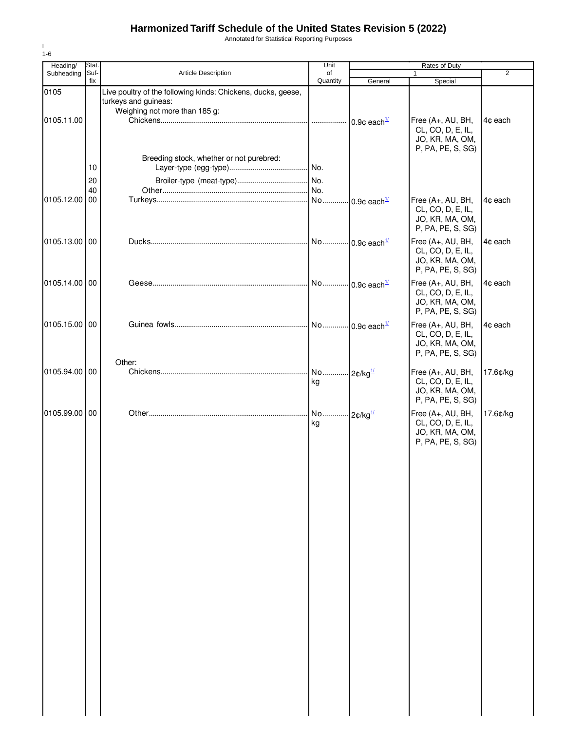# Harmonized Tariff Schedule of the United States Revision 5 (2022)

Annotated for Statistical Reporting Purposes

| Heading/ Subheading | Stat. Suf-fix | Article Description | Unit of Quantity | Rates of Duty 1 General | Rates of Duty 1 Special | Rates of Duty 2 |
|---|---|---|---|---|---|---|
| 0105 | | Live poultry of the following kinds: Chickens, ducks, geese, turkeys and guineas: | | | | |
| | | Weighing not more than 185 g: | | | | |
| 0105.11.00 | | Chickens | | 0.9¢ each[1/] | Free (A+, AU, BH, CL, CO, D, E, IL, JO, KR, MA, OM, P, PA, PE, S, SG) | 4¢ each |
| | | Breeding stock, whether or not purebred: | | | | |
| | 10 | Layer-type (egg-type) | No. | | | |
| | 20 | Broiler-type (meat-type) | No. | | | |
| | 40 | Other | No. | | | |
| 0105.12.00 | 00 | Turkeys | No. | 0.9¢ each[1/] | Free (A+, AU, BH, CL, CO, D, E, IL, JO, KR, MA, OM, P, PA, PE, S, SG) | 4¢ each |
| 0105.13.00 | 00 | Ducks | No. | 0.9¢ each[1/] | Free (A+, AU, BH, CL, CO, D, E, IL, JO, KR, MA, OM, P, PA, PE, S, SG) | 4¢ each |
| 0105.14.00 | 00 | Geese | No. | 0.9¢ each[1/] | Free (A+, AU, BH, CL, CO, D, E, IL, JO, KR, MA, OM, P, PA, PE, S, SG) | 4¢ each |
| 0105.15.00 | 00 | Guinea fowls | No. | 0.9¢ each[1/] | Free (A+, AU, BH, CL, CO, D, E, IL, JO, KR, MA, OM, P, PA, PE, S, SG) | 4¢ each |
| | | Other: | | | | |
| 0105.94.00 | 00 | Chickens | No. kg | 2¢/kg[1/] | Free (A+, AU, BH, CL, CO, D, E, IL, JO, KR, MA, OM, P, PA, PE, S, SG) | 17.6¢/kg |
| 0105.99.00 | 00 | Other | No. kg | 2¢/kg[1/] | Free (A+, AU, BH, CL, CO, D, E, IL, JO, KR, MA, OM, P, PA, PE, S, SG) | 17.6¢/kg |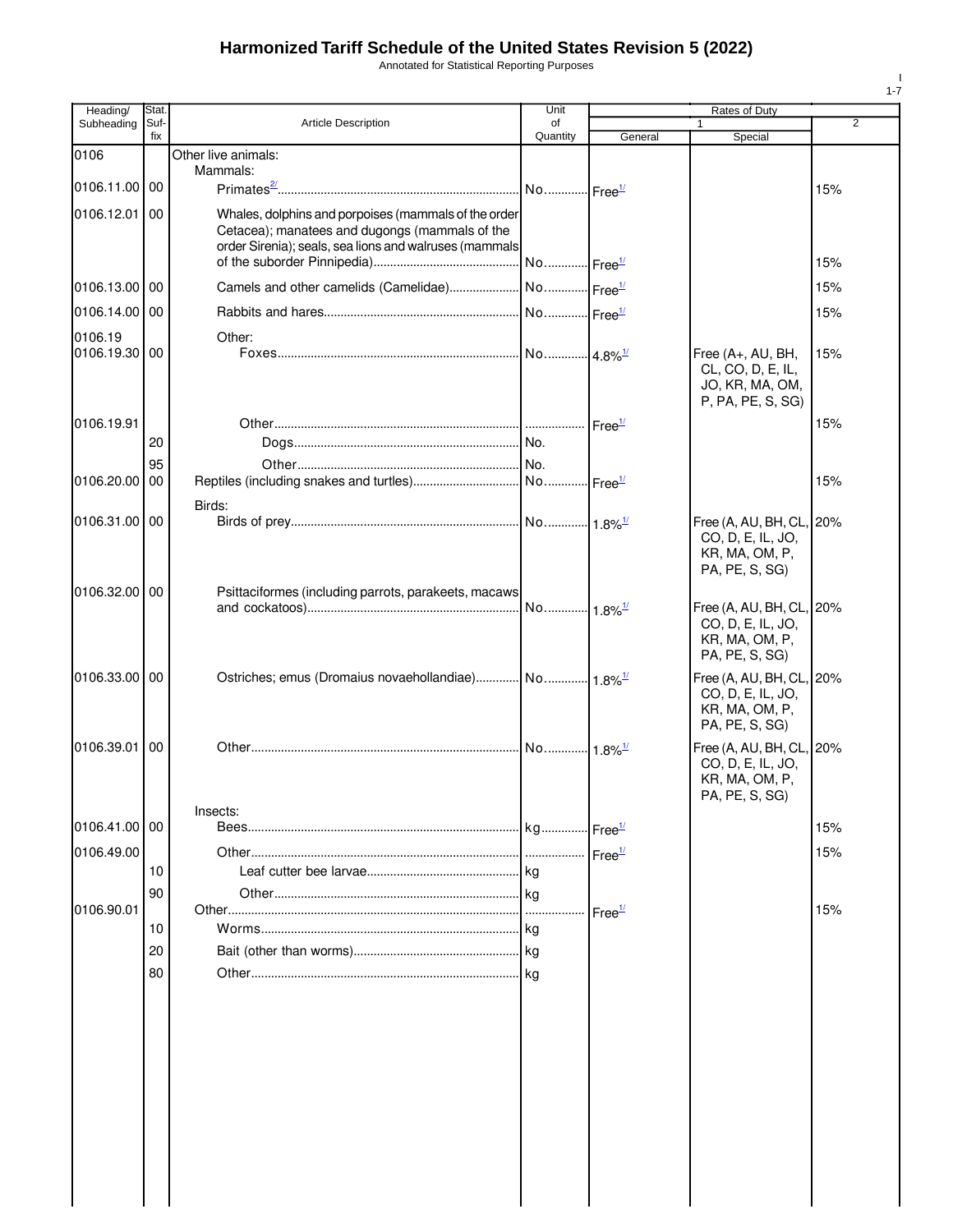# Harmonized Tariff Schedule of the United States Revision 5 (2022)

Annotated for Statistical Reporting Purposes

| Heading/ Subheading | Stat. Suf- fix | Article Description | Unit of Quantity | Rates of Duty 1 General | Special | 2 |
|---|---|---|---|---|---|---|
| 0106 | | Other live animals: | | | | |
| | | Mammals: | | | | |
| 0106.11.00 | 00 | Primates[2/] | No. | Free[1/] | | 15% |
| 0106.12.01 | 00 | Whales, dolphins and porpoises (mammals of the order Cetacea); manatees and dugongs (mammals of the order Sirenia); seals, sea lions and walruses (mammals of the suborder Pinnipedia) | No. | Free[1/] | | 15% |
| 0106.13.00 | 00 | Camels and other camelids (Camelidae) | No. | Free[1/] | | 15% |
| 0106.14.00 | 00 | Rabbits and hares | No. | Free[1/] | | 15% |
| 0106.19 | | Other: | | | | |
| 0106.19.30 | 00 | Foxes | No. | 4.8%[1/] | Free (A+, AU, BH, CL, CO, D, E, IL, JO, KR, MA, OM, P, PA, PE, S, SG) | 15% |
| 0106.19.91 | | Other | | Free[1/] | | 15% |
| | 20 | Dogs | No. | | | |
| | 95 | Other | No. | | | |
| 0106.20.00 | 00 | Reptiles (including snakes and turtles) | No. | Free[1/] | | 15% |
| | | Birds: | | | | |
| 0106.31.00 | 00 | Birds of prey | No. | 1.8%[1/] | Free (A, AU, BH, CL, CO, D, E, IL, JO, KR, MA, OM, P, PA, PE, S, SG) | 20% |
| 0106.32.00 | 00 | Psittaciformes (including parrots, parakeets, macaws and cockatoos) | No. | 1.8%[1/] | Free (A, AU, BH, CL, CO, D, E, IL, JO, KR, MA, OM, P, PA, PE, S, SG) | 20% |
| 0106.33.00 | 00 | Ostriches; emus (Dromaius novaehollandiae) | No. | 1.8%[1/] | Free (A, AU, BH, CL, CO, D, E, IL, JO, KR, MA, OM, P, PA, PE, S, SG) | 20% |
| 0106.39.01 | 00 | Other | No. | 1.8%[1/] | Free (A, AU, BH, CL, CO, D, E, IL, JO, KR, MA, OM, P, PA, PE, S, SG) | 20% |
| | | Insects: | | | | |
| 0106.41.00 | 00 | Bees | kg | Free[1/] | | 15% |
| 0106.49.00 | | Other | | Free[1/] | | 15% |
| | 10 | Leaf cutter bee larvae | kg | | | |
| | 90 | Other | kg | | | |
| 0106.90.01 | | Other | | Free[1/] | | 15% |
| | 10 | Worms | kg | | | |
| | 20 | Bait (other than worms) | kg | | | |
| | 80 | Other | kg | | | |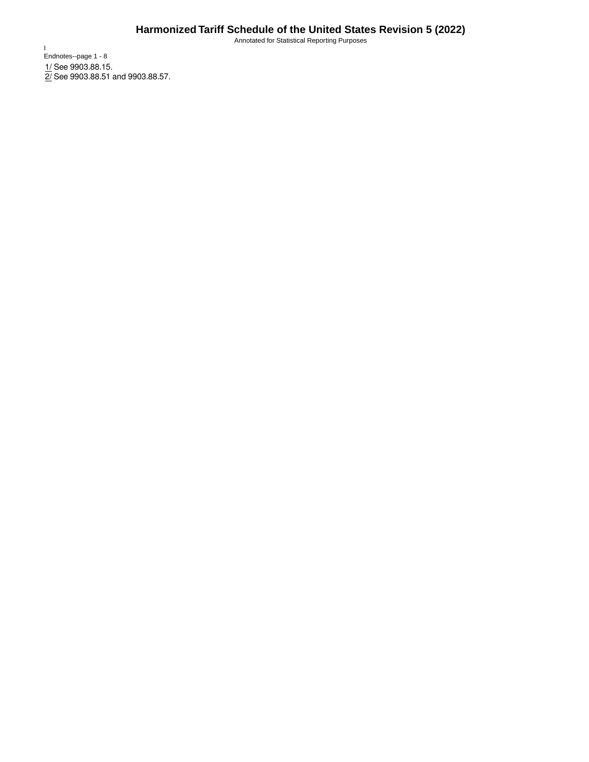1/ See 9903.88.15.

2/ See 9903.88.51 and 9903.88.57.